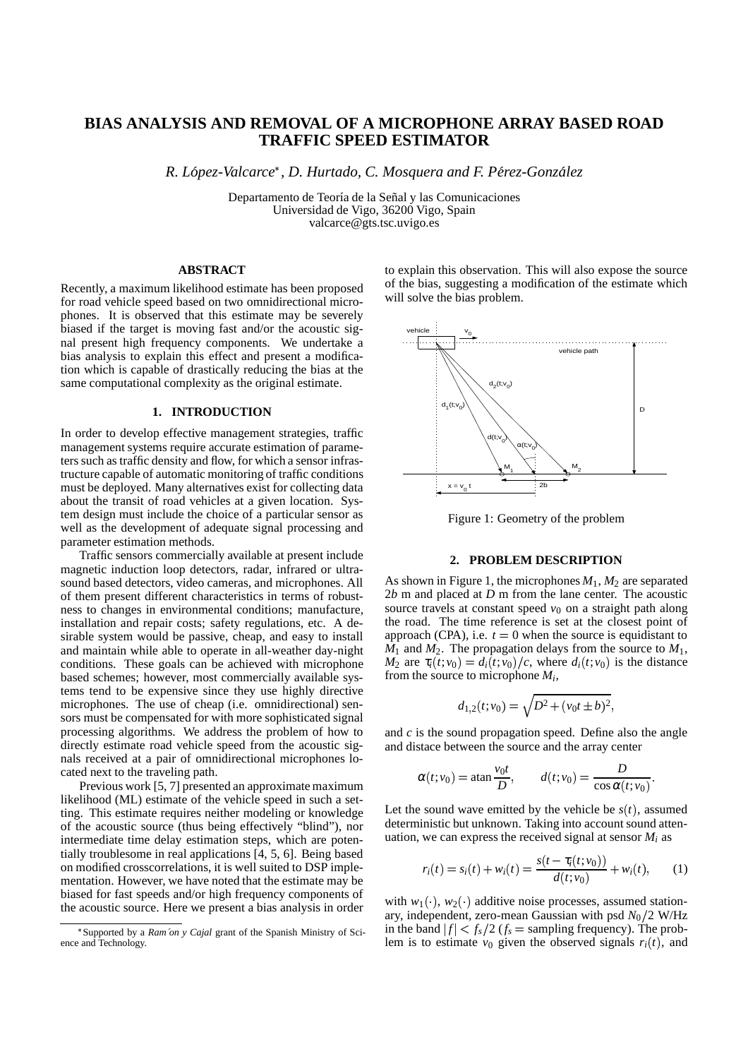# BIAS ANALYSIS AND REMOVAL OF A MICROPHONE ARRAY BASED ROAD TRAFFIC SPEED ESTIMATOR

*R. López-Valcarce*, D. Hurtado, C. Mosquera and F. Pérez-González*

Departamento de Teoría de la Señal y las Comunicaciones
Universidad de Vigo, 36200 Vigo, Spain
valcarce@gts.tsc.uvigo.es

## ABSTRACT

Recently, a maximum likelihood estimate has been proposed for road vehicle speed based on two omnidirectional microphones. It is observed that this estimate may be severely biased if the target is moving fast and/or the acoustic signal present high frequency components. We undertake a bias analysis to explain this effect and present a modification which is capable of drastically reducing the bias at the same computational complexity as the original estimate.

## 1. INTRODUCTION

In order to develop effective management strategies, traffic management systems require accurate estimation of parameters such as traffic density and flow, for which a sensor infrastructure capable of automatic monitoring of traffic conditions must be deployed. Many alternatives exist for collecting data about the transit of road vehicles at a given location. System design must include the choice of a particular sensor as well as the development of adequate signal processing and parameter estimation methods.

Traffic sensors commercially available at present include magnetic induction loop detectors, radar, infrared or ultrasound based detectors, video cameras, and microphones. All of them present different characteristics in terms of robustness to changes in environmental conditions; manufacture, installation and repair costs; safety regulations, etc. A desirable system would be passive, cheap, and easy to install and maintain while able to operate in all-weather day-night conditions. These goals can be achieved with microphone based schemes; however, most commercially available systems tend to be expensive since they use highly directive microphones. The use of cheap (i.e. omnidirectional) sensors must be compensated for with more sophisticated signal processing algorithms. We address the problem of how to directly estimate road vehicle speed from the acoustic signals received at a pair of omnidirectional microphones located next to the traveling path.

Previous work [5, 7] presented an approximate maximum likelihood (ML) estimate of the vehicle speed in such a setting. This estimate requires neither modeling or knowledge of the acoustic source (thus being effectively "blind"), nor intermediate time delay estimation steps, which are potentially troublesome in real applications [4, 5, 6]. Being based on modified crosscorrelations, it is well suited to DSP implementation. However, we have noted that the estimate may be biased for fast speeds and/or high frequency components of the acoustic source. Here we present a bias analysis in order to explain this observation. This will also expose the source of the bias, suggesting a modification of the estimate which will solve the bias problem.

Figure 1: Geometry of the problem

## 2. PROBLEM DESCRIPTION

As shown in Figure 1, the microphones $M_1$, $M_2$ are separated $2b$ m and placed at $D$ m from the lane center. The acoustic source travels at constant speed $v_0$ on a straight path along the road. The time reference is set at the closest point of approach (CPA), i.e. $t = 0$ when the source is equidistant to $M_1$ and $M_2$. The propagation delays from the source to $M_1$, $M_2$ are $\tau_i(t; v_0) = d_i(t; v_0)/c$, where $d_i(t; v_0)$ is the distance from the source to microphone $M_i$,

$$d_{1,2}(t; v_0) = \sqrt{D^2 + (v_0 t \pm b)^2},$$

and $c$ is the sound propagation speed. Define also the angle and distace between the source and the array center

$$\alpha(t; v_0) = \operatorname{atan} \frac{v_0 t}{D}, \qquad d(t; v_0) = \frac{D}{\cos \alpha(t; v_0)}.$$

Let the sound wave emitted by the vehicle be $s(t)$, assumed deterministic but unknown. Taking into account sound attenuation, we can express the received signal at sensor $M_i$ as

$$r_i(t) = s_i(t) + w_i(t) = \frac{s(t - \tau_i(t; v_0))}{d(t; v_0)} + w_i(t), \qquad (1)$$

with $w_1(\cdot)$, $w_2(\cdot)$ additive noise processes, assumed stationary, independent, zero-mean Gaussian with psd $N_0/2$ W/Hz in the band $|f| < f_s/2$ ($f_s$ = sampling frequency). The problem is to estimate $v_0$ given the observed signals $r_i(t)$, and

*Supported by a *Ramón y Cajal* grant of the Spanish Ministry of Science and Technology.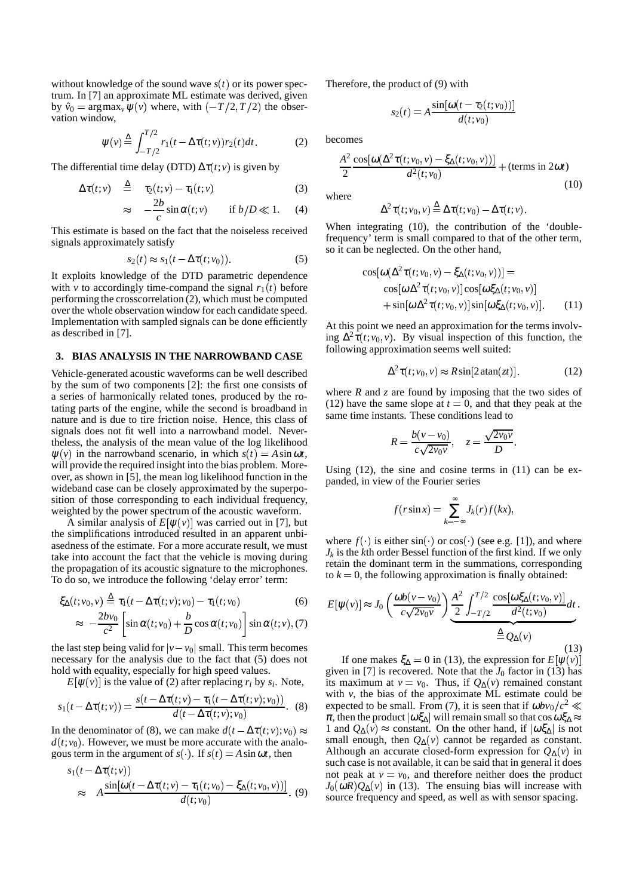without knowledge of the sound wave $s(t)$ or its power spectrum. In [7] an approximate ML estimate was derived, given by $\hat{v}_0 = \arg\max_v \psi(v)$ where, with $(-T/2, T/2)$ the observation window,

$$\psi(v) \triangleq \int_{-T/2}^{T/2} r_1(t - \Delta\tau(t;v)) r_2(t) dt. \tag{2}$$

The differential time delay (DTD) $\Delta\tau(t;v)$ is given by

$$\Delta\tau(t;v) \triangleq \tau_2(t;v) - \tau_1(t;v) \tag{3}$$

$$\approx -\frac{2b}{c}\sin\alpha(t;v) \qquad \text{if } b/D \ll 1. \tag{4}$$

This estimate is based on the fact that the noiseless received signals approximately satisfy

$$s_2(t) \approx s_1(t - \Delta\tau(t;v_0)). \tag{5}$$

It exploits knowledge of the DTD parametric dependence with $v$ to accordingly time-compand the signal $r_1(t)$ before performing the crosscorrelation (2), which must be computed over the whole observation window for each candidate speed. Implementation with sampled signals can be done efficiently as described in [7].

## 3. BIAS ANALYSIS IN THE NARROWBAND CASE

Vehicle-generated acoustic waveforms can be well described by the sum of two components [2]: the first one consists of a series of harmonically related tones, produced by the rotating parts of the engine, while the second is broadband in nature and is due to tire friction noise. Hence, this class of signals does not fit well into a narrowband model. Nevertheless, the analysis of the mean value of the log likelihood $\psi(v)$ in the narrowband scenario, in which $s(t) = A\sin\omega t$, will provide the required insight into the bias problem. Moreover, as shown in [5], the mean log likelihood function in the wideband case can be closely approximated by the superposition of those corresponding to each individual frequency, weighted by the power spectrum of the acoustic waveform.

A similar analysis of $E[\psi(v)]$ was carried out in [7], but the simplifications introduced resulted in an apparent unbiasedness of the estimate. For a more accurate result, we must take into account the fact that the vehicle is moving during the propagation of its acoustic signature to the microphones. To do so, we introduce the following 'delay error' term:

$$\xi_\Delta(t;v_0,v) \triangleq \tau_1(t - \Delta\tau(t;v);v_0) - \tau_1(t;v_0) \tag{6}$$

$$\approx -\frac{2bv_0}{c^2}\left[\sin\alpha(t;v_0) + \frac{b}{D}\cos\alpha(t;v_0)\right]\sin\alpha(t;v), \tag{7}$$

the last step being valid for $|v - v_0|$ small. This term becomes necessary for the analysis due to the fact that (5) does not hold with equality, especially for high speed values.

$E[\psi(v)]$ is the value of (2) after replacing $r_i$ by $s_i$. Note,

$$s_1(t - \Delta\tau(t;v)) = \frac{s(t - \Delta\tau(t;v) - \tau_1(t - \Delta\tau(t;v);v_0))}{d(t - \Delta\tau(t;v);v_0)}. \tag{8}$$

In the denominator of (8), we can make $d(t - \Delta\tau(t;v);v_0) \approx d(t;v_0)$. However, we must be more accurate with the analogous term in the argument of $s(\cdot)$. If $s(t) = A\sin\omega t$, then

$$s_1(t - \Delta\tau(t;v)) \approx A\frac{\sin[\omega(t - \Delta\tau(t;v) - \tau_1(t;v_0) - \xi_\Delta(t;v_0,v))]}{d(t;v_0)}. \tag{9}$$

Therefore, the product of (9) with

$$s_2(t) = A\frac{\sin[\omega(t - \tau_2(t;v_0))]}{d(t;v_0)}$$

becomes

$$\frac{A^2}{2}\frac{\cos[\omega(\Delta^2\tau(t;v_0,v) - \xi_\Delta(t;v_0,v))]}{d^2(t;v_0)} + (\text{terms in } 2\omega t) \tag{10}$$

where

$$\Delta^2\tau(t;v_0,v) \triangleq \Delta\tau(t;v_0) - \Delta\tau(t;v).$$

When integrating (10), the contribution of the 'double-frequency' term is small compared to that of the other term, so it can be neglected. On the other hand,

$$\begin{aligned}\cos[\omega(\Delta^2\tau(t;v_0,v) - \xi_\Delta(t;v_0,v))] = \\ \cos[\omega\Delta^2\tau(t;v_0,v)]\cos[\omega\xi_\Delta(t;v_0,v)] \\ + \sin[\omega\Delta^2\tau(t;v_0,v)]\sin[\omega\xi_\Delta(t;v_0,v)].\end{aligned} \tag{11}$$

At this point we need an approximation for the terms involving $\Delta^2\tau(t;v_0,v)$. By visual inspection of this function, the following approximation seems well suited:

$$\Delta^2\tau(t;v_0,v) \approx R\sin[2\,\mathrm{atan}(zt)]. \tag{12}$$

where $R$ and $z$ are found by imposing that the two sides of (12) have the same slope at $t = 0$, and that they peak at the same time instants. These conditions lead to

$$R = \frac{b(v - v_0)}{c\sqrt{2v_0v}}, \quad z = \frac{\sqrt{2v_0v}}{D}.$$

Using (12), the sine and cosine terms in (11) can be expanded, in view of the Fourier series

$$f(r\sin x) = \sum_{k=-\infty}^{\infty} J_k(r) f(kx),$$

where $f(\cdot)$ is either $\sin(\cdot)$ or $\cos(\cdot)$ (see e.g. [1]), and where $J_k$ is the $k$th order Bessel function of the first kind. If we only retain the dominant term in the summations, corresponding to $k = 0$, the following approximation is finally obtained:

$$E[\psi(v)] \approx J_0\left(\frac{\omega b(v - v_0)}{c\sqrt{2v_0v}}\right)\underbrace{\frac{A^2}{2}\int_{-T/2}^{T/2}\frac{\cos[\omega\xi_\Delta(t;v_0,v)]}{d^2(t;v_0)}dt}_{\triangleq Q_\Delta(v)}. \tag{13}$$

If one makes $\xi_\Delta = 0$ in (13), the expression for $E[\psi(v)]$ given in [7] is recovered. Note that the $J_0$ factor in (13) has its maximum at $v = v_0$. Thus, if $Q_\Delta(v)$ remained constant with $v$, the bias of the approximate ML estimate could be expected to be small. From (7), it is seen that if $\omega b v_0/c^2 \ll \pi$, then the product $|\omega\xi_\Delta|$ will remain small so that $\cos\omega\xi_\Delta \approx 1$ and $Q_\Delta(v) \approx$ constant. On the other hand, if $|\omega\xi_\Delta|$ is not small enough, then $Q_\Delta(v)$ cannot be regarded as constant. Although an accurate closed-form expression for $Q_\Delta(v)$ in such case is not available, it can be said that in general it does not peak at $v = v_0$, and therefore neither does the product $J_0(\omega R)Q_\Delta(v)$ in (13). The ensuing bias will increase with source frequency and speed, as well as with sensor spacing.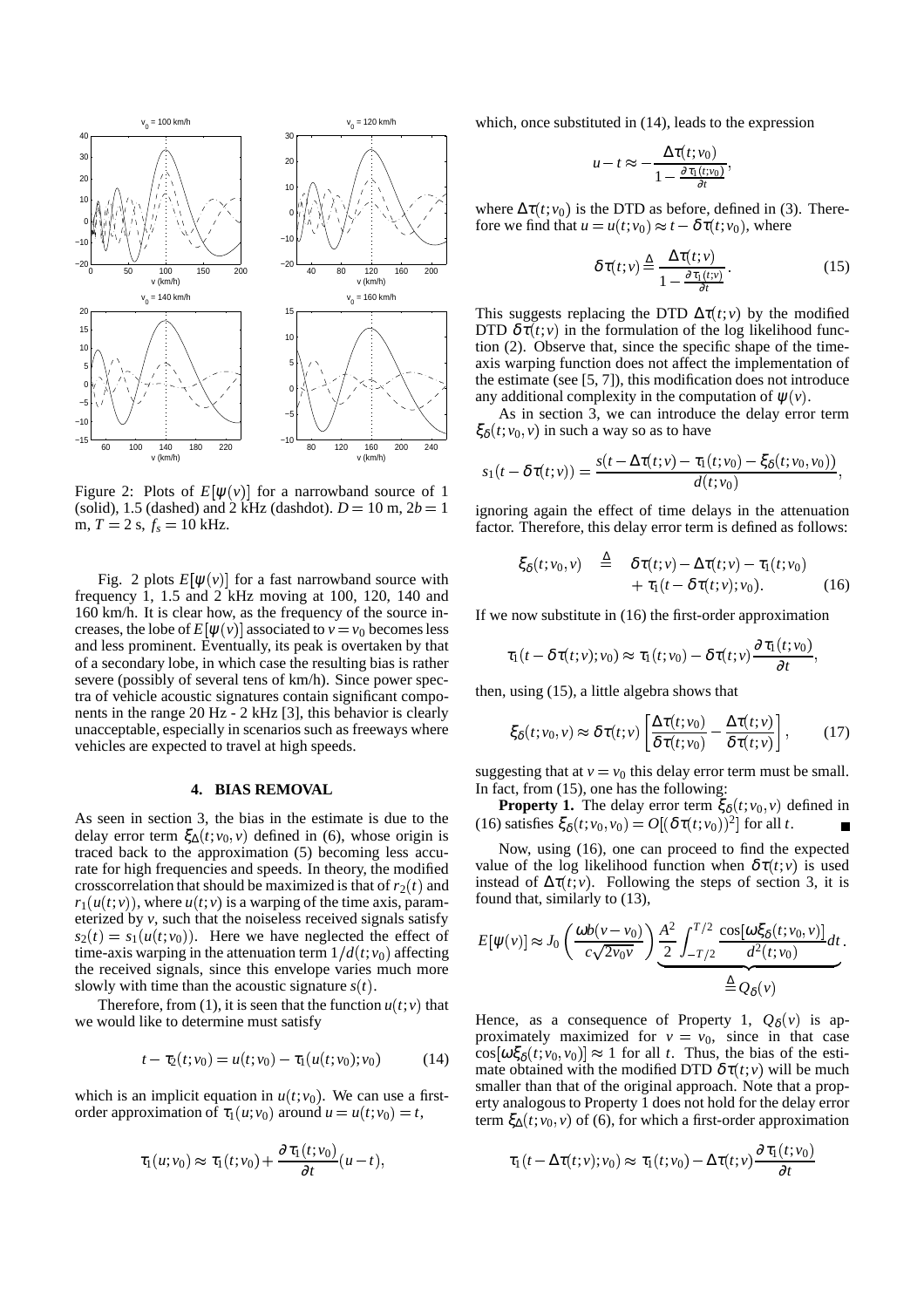Figure 2: Plots of $E[\psi(v)]$ for a narrowband source of 1 (solid), 1.5 (dashed) and 2 kHz (dashdot). $D = 10$ m, $2b = 1$ m, $T = 2$ s, $f_s = 10$ kHz.

Fig. 2 plots $E[\psi(v)]$ for a fast narrowband source with frequency 1, 1.5 and 2 kHz moving at 100, 120, 140 and 160 km/h. It is clear how, as the frequency of the source increases, the lobe of $E[\psi(v)]$ associated to $v = v_0$ becomes less and less prominent. Eventually, its peak is overtaken by that of a secondary lobe, in which case the resulting bias is rather severe (possibly of several tens of km/h). Since power spectra of vehicle acoustic signatures contain significant components in the range 20 Hz - 2 kHz [3], this behavior is clearly unacceptable, especially in scenarios such as freeways where vehicles are expected to travel at high speeds.

## 4. BIAS REMOVAL

As seen in section 3, the bias in the estimate is due to the delay error term $\xi_\Delta(t; v_0, v)$ defined in (6), whose origin is traced back to the approximation (5) becoming less accurate for high frequencies and speeds. In theory, the modified crosscorrelation that should be maximized is that of $r_2(t)$ and $r_1(u(t;v))$, where $u(t;v)$ is a warping of the time axis, parameterized by $v$, such that the noiseless received signals satisfy $s_2(t) = s_1(u(t;v_0))$. Here we have neglected the effect of time-axis warping in the attenuation term $1/d(t;v_0)$ affecting the received signals, since this envelope varies much more slowly with time than the acoustic signature $s(t)$.

Therefore, from (1), it is seen that the function $u(t;v)$ that we would like to determine must satisfy

$$t - \tau_2(t;v_0) = u(t;v_0) - \tau_1(u(t;v_0);v_0) \qquad (14)$$

which is an implicit equation in $u(t;v_0)$. We can use a first-order approximation of $\tau_1(u;v_0)$ around $u = u(t;v_0) = t$,

$$\tau_1(u;v_0) \approx \tau_1(t;v_0) + \frac{\partial \tau_1(t;v_0)}{\partial t}(u-t),$$

which, once substituted in (14), leads to the expression

$$u - t \approx -\frac{\Delta\tau(t;v_0)}{1 - \frac{\partial \tau_1(t;v_0)}{\partial t}},$$

where $\Delta\tau(t;v_0)$ is the DTD as before, defined in (3). Therefore we find that $u = u(t;v_0) \approx t - \delta\tau(t;v_0)$, where

$$\delta\tau(t;v) \triangleq \frac{\Delta\tau(t;v)}{1 - \frac{\partial \tau_1(t;v)}{\partial t}}. \qquad (15)$$

This suggests replacing the DTD $\Delta\tau(t;v)$ by the modified DTD $\delta\tau(t;v)$ in the formulation of the log likelihood function (2). Observe that, since the specific shape of the time-axis warping function does not affect the implementation of the estimate (see [5, 7]), this modification does not introduce any additional complexity in the computation of $\psi(v)$.

As in section 3, we can introduce the delay error term $\xi_\delta(t;v_0,v)$ in such a way so as to have

$$s_1(t - \delta\tau(t;v)) = \frac{s(t - \Delta\tau(t;v) - \tau_1(t;v_0) - \xi_\delta(t;v_0,v_0))}{d(t;v_0)},$$

ignoring again the effect of time delays in the attenuation factor. Therefore, this delay error term is defined as follows:

$$\begin{aligned} \xi_\delta(t;v_0,v) \;\; \triangleq \;\; & \delta\tau(t;v) - \Delta\tau(t;v) - \tau_1(t;v_0) \\ & + \tau_1(t - \delta\tau(t;v);v_0). \end{aligned} \qquad (16)$$

If we now substitute in (16) the first-order approximation

$$\tau_1(t - \delta\tau(t;v);v_0) \approx \tau_1(t;v_0) - \delta\tau(t;v)\frac{\partial \tau_1(t;v_0)}{\partial t},$$

then, using (15), a little algebra shows that

$$\xi_\delta(t;v_0,v) \approx \delta\tau(t;v)\left[\frac{\Delta\tau(t;v_0)}{\delta\tau(t;v_0)} - \frac{\Delta\tau(t;v)}{\delta\tau(t;v)}\right], \qquad (17)$$

suggesting that at $v = v_0$ this delay error term must be small. In fact, from (15), one has the following:

**Property 1.** The delay error term $\xi_\delta(t;v_0,v)$ defined in (16) satisfies $\xi_\delta(t;v_0,v_0) = O[(\delta\tau(t;v_0))^2]$ for all $t$. ∎

Now, using (16), one can proceed to find the expected value of the log likelihood function when $\delta\tau(t;v)$ is used instead of $\Delta\tau(t;v)$. Following the steps of section 3, it is found that, similarly to (13),

$$E[\psi(v)] \approx J_0\left(\frac{\omega b(v - v_0)}{c\sqrt{2v_0 v}}\right) \underbrace{\frac{A^2}{2}\int_{-T/2}^{T/2} \frac{\cos[\omega\xi_\delta(t;v_0,v)]}{d^2(t;v_0)}dt}_{\triangleq\, Q_\delta(v)}.$$

Hence, as a consequence of Property 1, $Q_\delta(v)$ is approximately maximized for $v = v_0$, since in that case $\cos[\omega\xi_\delta(t;v_0,v_0)] \approx 1$ for all $t$. Thus, the bias of the estimate obtained with the modified DTD $\delta\tau(t;v)$ will be much smaller than that of the original approach. Note that a property analogous to Property 1 does not hold for the delay error term $\xi_\Delta(t;v_0,v)$ of (6), for which a first-order approximation

$$\tau_1(t - \Delta\tau(t;v);v_0) \approx \tau_1(t;v_0) - \Delta\tau(t;v)\frac{\partial \tau_1(t;v_0)}{\partial t}$$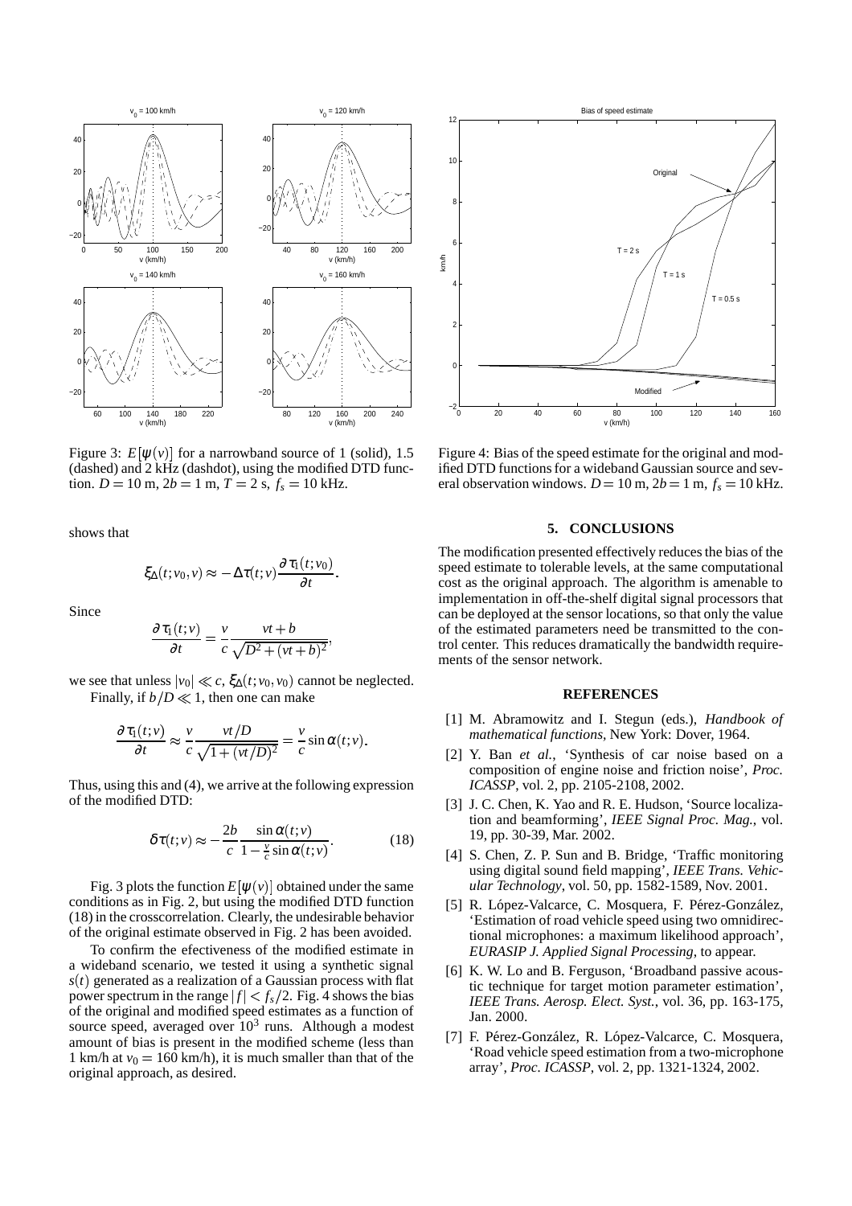$v_0$ = 100 km/h

v (km/h)

$v_0$ = 120 km/h

v (km/h)

$v_0$ = 140 km/h

v (km/h)

$v_0$ = 160 km/h

v (km/h)

Figure 3: $E[\psi(v)]$ for a narrowband source of 1 (solid), 1.5 (dashed) and 2 kHz (dashdot), using the modified DTD function. $D = 10$ m, $2b = 1$ m, $T = 2$ s, $f_s = 10$ kHz.

Bias of speed estimate

km/h

v (km/h)

Original

T = 2 s

T = 1 s

T = 0.5 s

Modified

Figure 4: Bias of the speed estimate for the original and modified DTD functions for a wideband Gaussian source and several observation windows. $D = 10$ m, $2b = 1$ m, $f_s = 10$ kHz.

shows that

$$\xi_\Delta(t; v_0, v) \approx -\Delta\tau(t; v) \frac{\partial \tau_1(t; v_0)}{\partial t}.$$

Since

$$\frac{\partial \tau_1(t; v)}{\partial t} = \frac{v}{c} \frac{vt + b}{\sqrt{D^2 + (vt + b)^2}},$$

we see that unless $|v_0| \ll c$, $\xi_\Delta(t; v_0, v_0)$ cannot be neglected.

Finally, if $b/D \ll 1$, then one can make

$$\frac{\partial \tau_1(t; v)}{\partial t} \approx \frac{v}{c} \frac{vt/D}{\sqrt{1 + (vt/D)^2}} = \frac{v}{c} \sin \alpha(t; v).$$

Thus, using this and (4), we arrive at the following expression of the modified DTD:

$$\delta\tau(t; v) \approx -\frac{2b}{c} \frac{\sin \alpha(t; v)}{1 - \frac{v}{c} \sin \alpha(t; v)}. \qquad (18)$$

Fig. 3 plots the function $E[\psi(v)]$ obtained under the same conditions as in Fig. 2, but using the modified DTD function (18) in the crosscorrelation. Clearly, the undesirable behavior of the original estimate observed in Fig. 2 has been avoided.

To confirm the efectiveness of the modified estimate in a wideband scenario, we tested it using a synthetic signal $s(t)$ generated as a realization of a Gaussian process with flat power spectrum in the range $|f| < f_s/2$. Fig. 4 shows the bias of the original and modified speed estimates as a function of source speed, averaged over $10^3$ runs. Although a modest amount of bias is present in the modified scheme (less than 1 km/h at $v_0 = 160$ km/h), it is much smaller than that of the original approach, as desired.

## 5. CONCLUSIONS

The modification presented effectively reduces the bias of the speed estimate to tolerable levels, at the same computational cost as the original approach. The algorithm is amenable to implementation in off-the-shelf digital signal processors that can be deployed at the sensor locations, so that only the value of the estimated parameters need be transmitted to the control center. This reduces dramatically the bandwidth requirements of the sensor network.

## REFERENCES

[1] M. Abramowitz and I. Stegun (eds.), *Handbook of mathematical functions*, New York: Dover, 1964.

[2] Y. Ban *et al.*, 'Synthesis of car noise based on a composition of engine noise and friction noise', *Proc. ICASSP*, vol. 2, pp. 2105-2108, 2002.

[3] J. C. Chen, K. Yao and R. E. Hudson, 'Source localization and beamforming', *IEEE Signal Proc. Mag.*, vol. 19, pp. 30-39, Mar. 2002.

[4] S. Chen, Z. P. Sun and B. Bridge, 'Traffic monitoring using digital sound field mapping', *IEEE Trans. Vehicular Technology*, vol. 50, pp. 1582-1589, Nov. 2001.

[5] R. López-Valcarce, C. Mosquera, F. Pérez-González, 'Estimation of road vehicle speed using two omnidirectional microphones: a maximum likelihood approach', *EURASIP J. Applied Signal Processing*, to appear.

[6] K. W. Lo and B. Ferguson, 'Broadband passive acoustic technique for target motion parameter estimation', *IEEE Trans. Aerosp. Elect. Syst.*, vol. 36, pp. 163-175, Jan. 2000.

[7] F. Pérez-González, R. López-Valcarce, C. Mosquera, 'Road vehicle speed estimation from a two-microphone array', *Proc. ICASSP*, vol. 2, pp. 1321-1324, 2002.